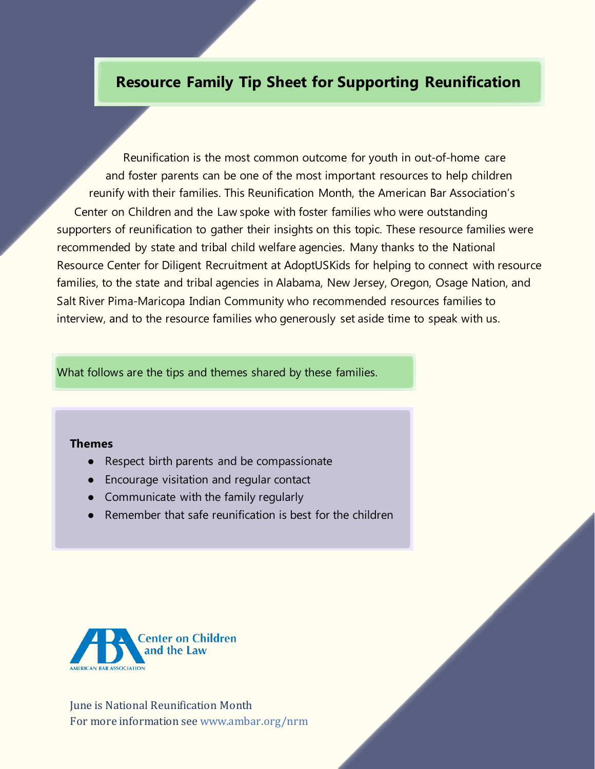# Resource Family Tip Sheet for Supporting Reunification

Reunification is the most common outcome for youth in out-of-home care and foster parents can be one of the most important resources to help children reunify with their families. This Reunification Month, the American Bar Association's Center on Children and the Law spoke with foster families who were outstanding supporters of reunification to gather their insights on this topic. These resource families were recommended by state and tribal child welfare agencies. Many thanks to the National Resource Center for Diligent Recruitment at AdoptUSKids for helping to connect with resource families, to the state and tribal agencies in Alabama, New Jersey, Oregon, Osage Nation, and Salt River Pima-Maricopa Indian Community who recommended resources families to interview, and to the resource families who generously set aside time to speak with us.

What follows are the tips and themes shared by these families.

**Themes**

- Respect birth parents and be compassionate
- Encourage visitation and regular contact
- Communicate with the family regularly
- Remember that safe reunification is best for the children

ABA Center on Children and the Law
AMERICAN BAR ASSOCIATION

June is National Reunification Month
For more information see www.ambar.org/nrm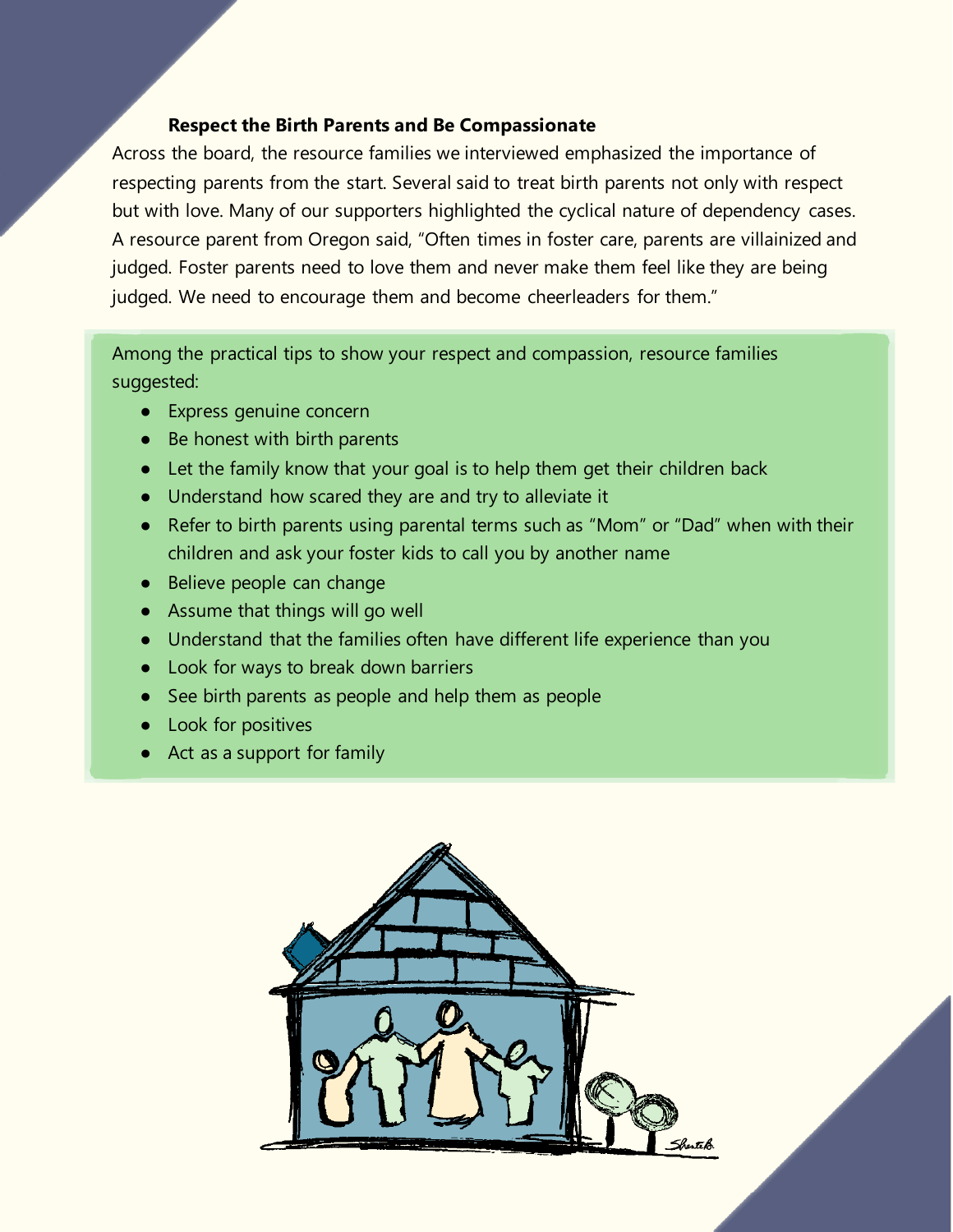### Respect the Birth Parents and Be Compassionate

Across the board, the resource families we interviewed emphasized the importance of respecting parents from the start. Several said to treat birth parents not only with respect but with love. Many of our supporters highlighted the cyclical nature of dependency cases. A resource parent from Oregon said, "Often times in foster care, parents are villainized and judged. Foster parents need to love them and never make them feel like they are being judged. We need to encourage them and become cheerleaders for them."

Among the practical tips to show your respect and compassion, resource families suggested:

- Express genuine concern
- Be honest with birth parents
- Let the family know that your goal is to help them get their children back
- Understand how scared they are and try to alleviate it
- Refer to birth parents using parental terms such as "Mom" or "Dad" when with their children and ask your foster kids to call you by another name
- Believe people can change
- Assume that things will go well
- Understand that the families often have different life experience than you
- Look for ways to break down barriers
- See birth parents as people and help them as people
- Look for positives
- Act as a support for family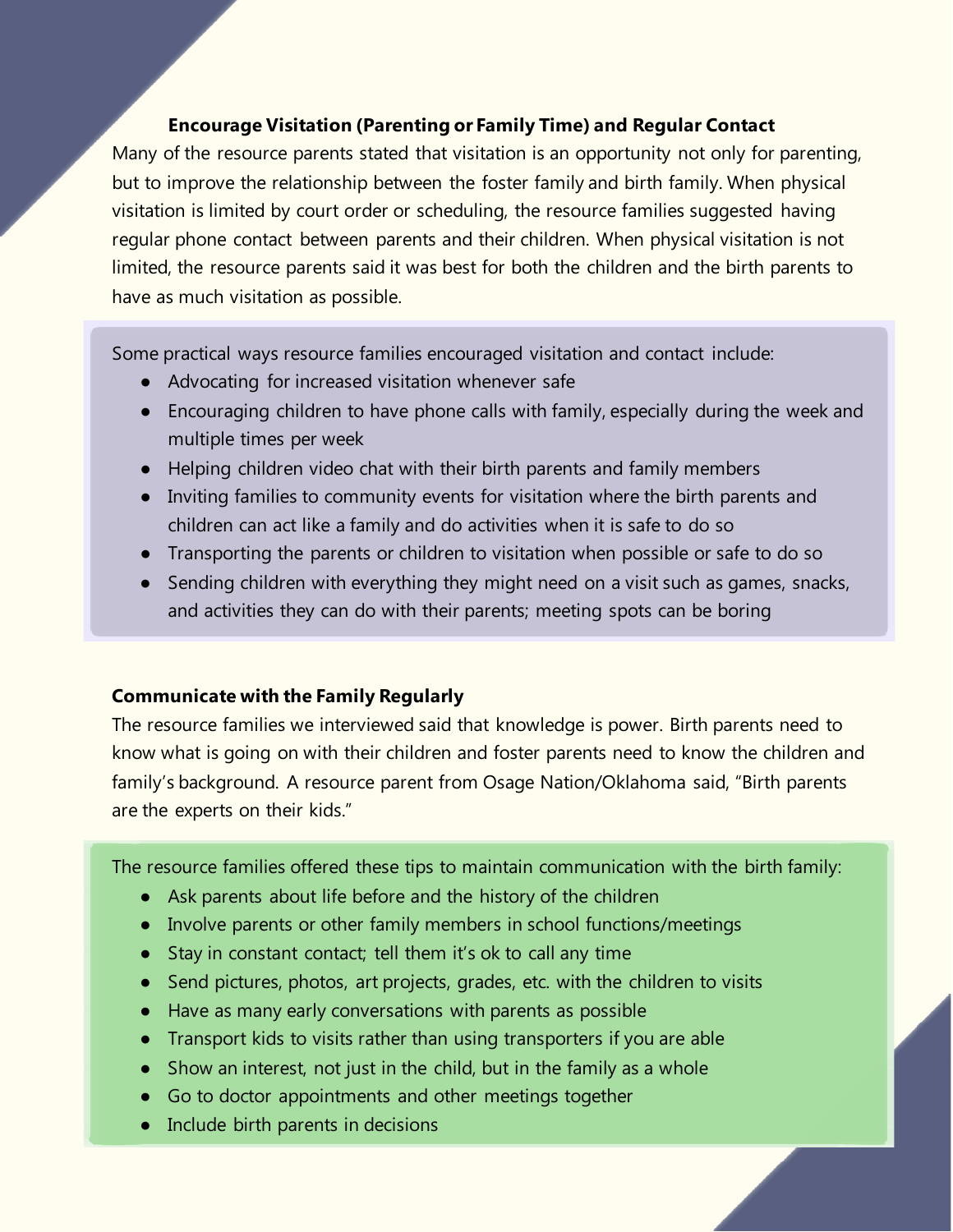### Encourage Visitation (Parenting or Family Time) and Regular Contact

Many of the resource parents stated that visitation is an opportunity not only for parenting, but to improve the relationship between the foster family and birth family. When physical visitation is limited by court order or scheduling, the resource families suggested having regular phone contact between parents and their children. When physical visitation is not limited, the resource parents said it was best for both the children and the birth parents to have as much visitation as possible.

Some practical ways resource families encouraged visitation and contact include:

- Advocating for increased visitation whenever safe
- Encouraging children to have phone calls with family, especially during the week and multiple times per week
- Helping children video chat with their birth parents and family members
- Inviting families to community events for visitation where the birth parents and children can act like a family and do activities when it is safe to do so
- Transporting the parents or children to visitation when possible or safe to do so
- Sending children with everything they might need on a visit such as games, snacks, and activities they can do with their parents; meeting spots can be boring

### Communicate with the Family Regularly

The resource families we interviewed said that knowledge is power. Birth parents need to know what is going on with their children and foster parents need to know the children and family's background. A resource parent from Osage Nation/Oklahoma said, "Birth parents are the experts on their kids."

The resource families offered these tips to maintain communication with the birth family:

- Ask parents about life before and the history of the children
- Involve parents or other family members in school functions/meetings
- Stay in constant contact; tell them it's ok to call any time
- Send pictures, photos, art projects, grades, etc. with the children to visits
- Have as many early conversations with parents as possible
- Transport kids to visits rather than using transporters if you are able
- Show an interest, not just in the child, but in the family as a whole
- Go to doctor appointments and other meetings together
- Include birth parents in decisions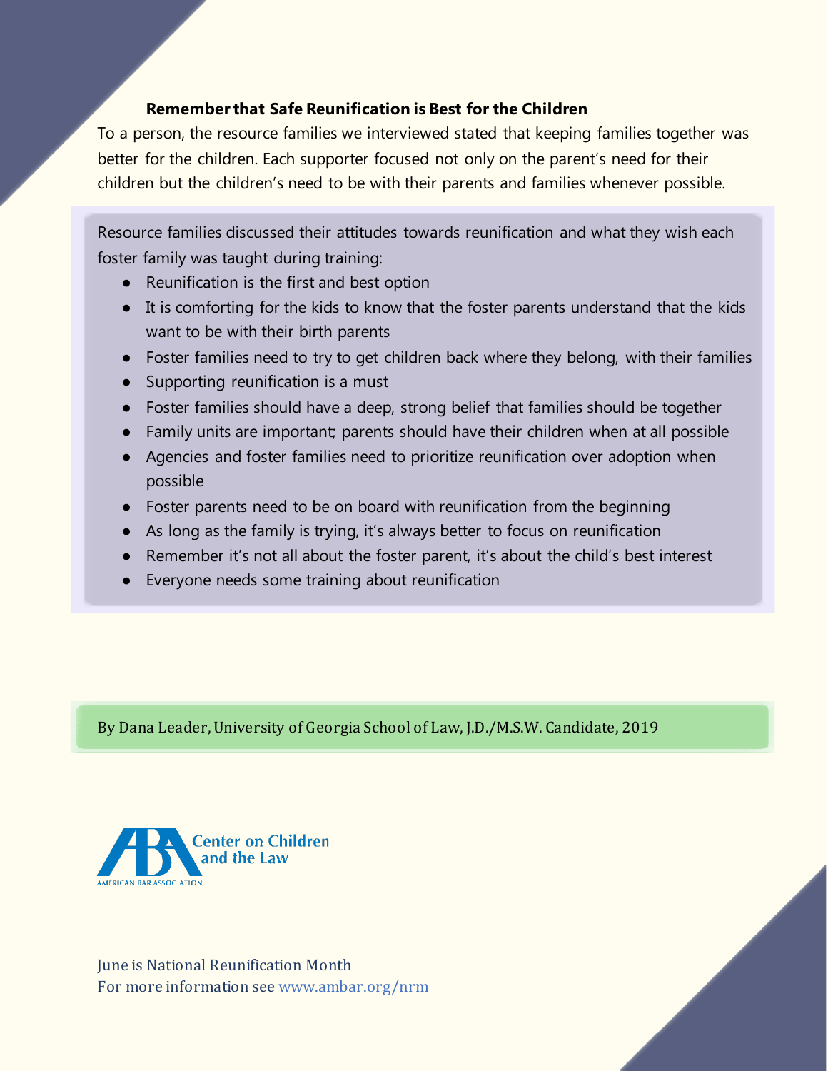### Remember that Safe Reunification is Best for the Children

To a person, the resource families we interviewed stated that keeping families together was better for the children. Each supporter focused not only on the parent's need for their children but the children's need to be with their parents and families whenever possible.

Resource families discussed their attitudes towards reunification and what they wish each foster family was taught during training:

- Reunification is the first and best option
- It is comforting for the kids to know that the foster parents understand that the kids want to be with their birth parents
- Foster families need to try to get children back where they belong, with their families
- Supporting reunification is a must
- Foster families should have a deep, strong belief that families should be together
- Family units are important; parents should have their children when at all possible
- Agencies and foster families need to prioritize reunification over adoption when possible
- Foster parents need to be on board with reunification from the beginning
- As long as the family is trying, it's always better to focus on reunification
- Remember it's not all about the foster parent, it's about the child's best interest
- Everyone needs some training about reunification

By Dana Leader, University of Georgia School of Law, J.D./M.S.W. Candidate, 2019

ABA Center on Children and the Law
AMERICAN BAR ASSOCIATION

June is National Reunification Month
For more information see www.ambar.org/nrm